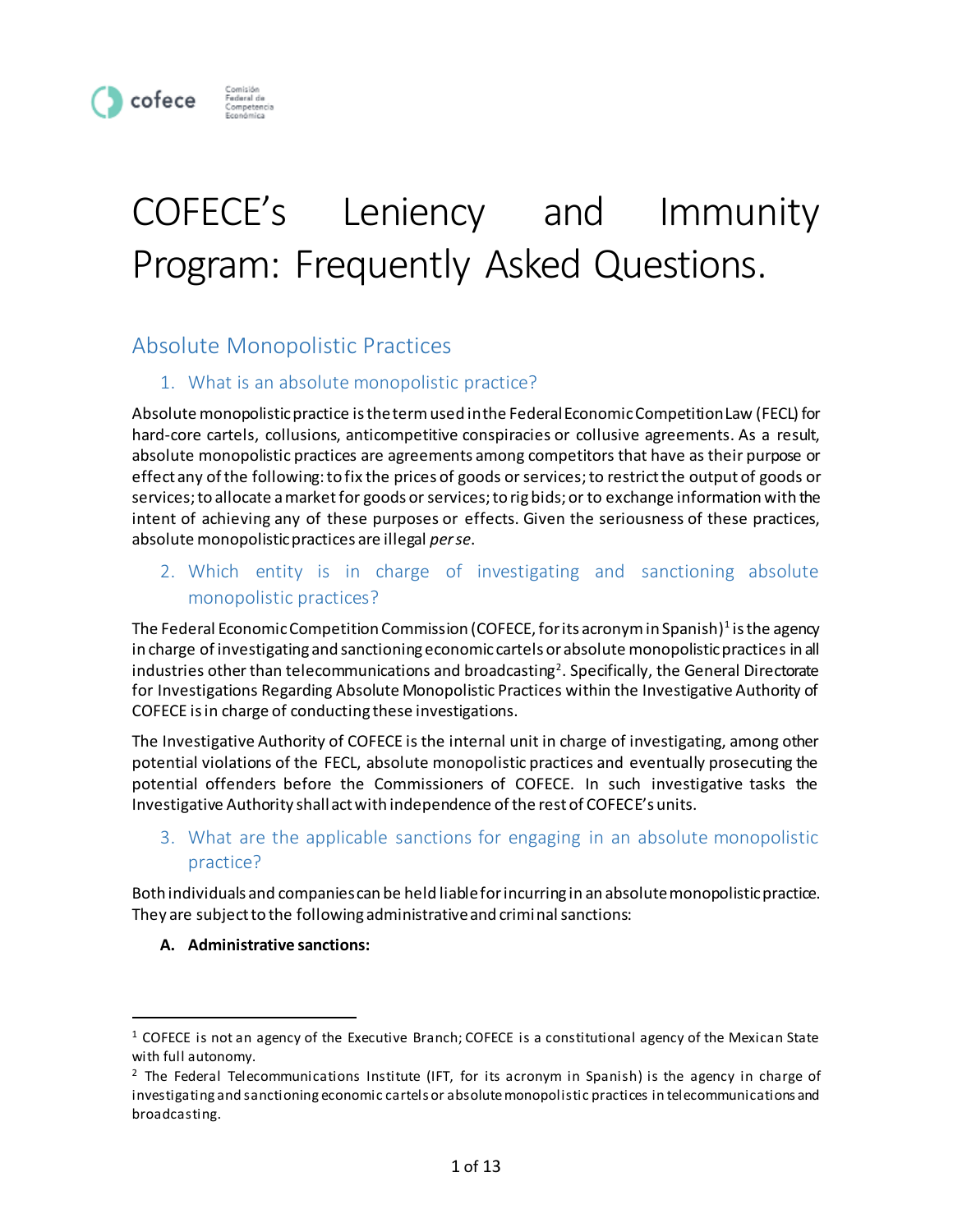cofece Comisión Federal de Competencia Económica

# COFECE's Leniency and Immunity Program: Frequently Asked Questions.

## Absolute Monopolistic Practices

### 1. What is an absolute monopolistic practice?

Absolute monopolistic practice is the term used in the Federal Economic Competition Law (FECL) for hard-core cartels, collusions, anticompetitive conspiracies or collusive agreements. As a result, absolute monopolistic practices are agreements among competitors that have as their purpose or effect any of the following: to fix the prices of goods or services; to restrict the output of goods or services; to allocate a market for goods or services; to rig bids; or to exchange information with the intent of achieving any of these purposes or effects. Given the seriousness of these practices, absolute monopolistic practices are illegal *per se*.

### 2. Which entity is in charge of investigating and sanctioning absolute monopolistic practices?

The Federal Economic Competition Commission (COFECE, for its acronym in Spanish)[1] is the agency in charge of investigating and sanctioning economic cartels or absolute monopolistic practices in all industries other than telecommunications and broadcasting[2]. Specifically, the General Directorate for Investigations Regarding Absolute Monopolistic Practices within the Investigative Authority of COFECE is in charge of conducting these investigations.

The Investigative Authority of COFECE is the internal unit in charge of investigating, among other potential violations of the FECL, absolute monopolistic practices and eventually prosecuting the potential offenders before the Commissioners of COFECE. In such investigative tasks the Investigative Authority shall act with independence of the rest of COFECE's units.

### 3. What are the applicable sanctions for engaging in an absolute monopolistic practice?

Both individuals and companies can be held liable for incurring in an absolute monopolistic practice. They are subject to the following administrative and criminal sanctions:

**A. Administrative sanctions:**

---

[1] COFECE is not an agency of the Executive Branch; COFECE is a constitutional agency of the Mexican State with full autonomy.

[2] The Federal Telecommunications Institute (IFT, for its acronym in Spanish) is the agency in charge of investigating and sanctioning economic cartels or absolute monopolistic practices in telecommunications and broadcasting.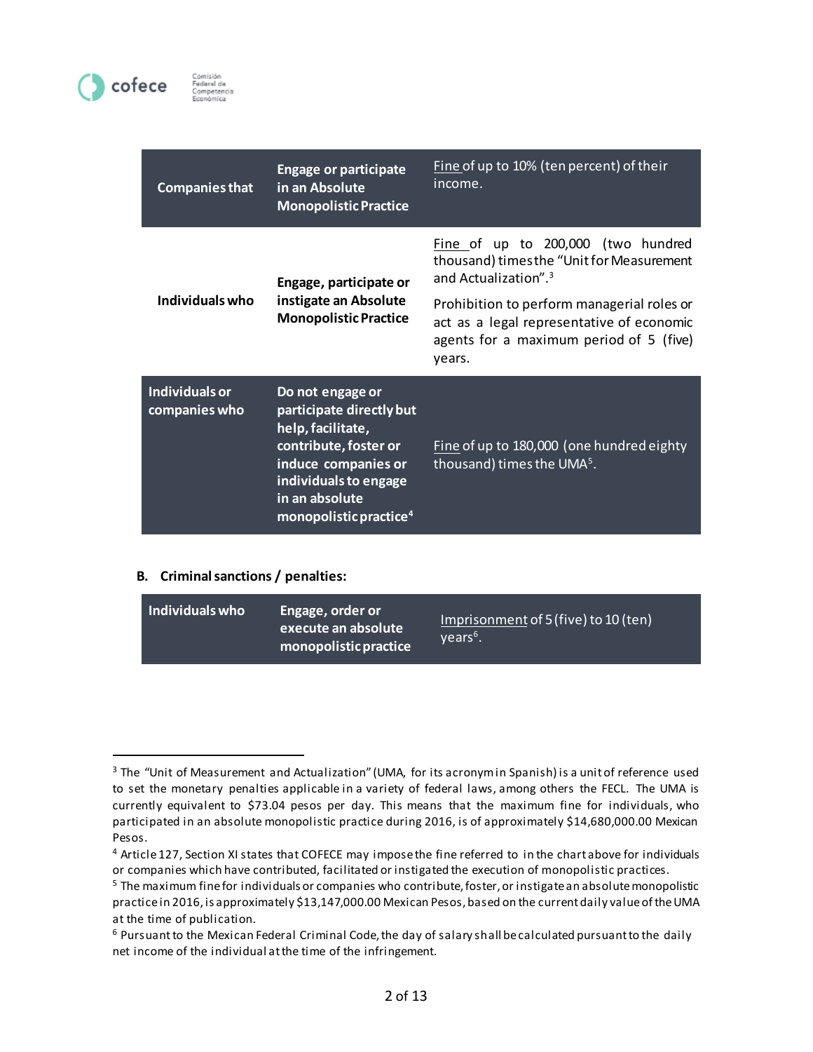| Companies that | Engage or participate in an Absolute Monopolistic Practice | Fine of up to 10% (ten percent) of their income. |
|---|---|---|
| Individuals who | Engage, participate or instigate an Absolute Monopolistic Practice | Fine of up to 200,000 (two hundred thousand) times the "Unit for Measurement and Actualization".[3]<br><br>Prohibition to perform managerial roles or act as a legal representative of economic agents for a maximum period of 5 (five) years. |
| Individuals or companies who | Do not engage or participate directly but help, facilitate, contribute, foster or induce companies or individuals to engage in an absolute monopolistic practice[4] | Fine of up to 180,000 (one hundred eighty thousand) times the UMA[5]. |

**B. Criminal sanctions / penalties:**

| Individuals who | Engage, order or execute an absolute monopolistic practice | Imprisonment of 5 (five) to 10 (ten) years[6]. |
|---|---|---|

[3] The "Unit of Measurement and Actualization" (UMA, for its acronym in Spanish) is a unit of reference used to set the monetary penalties applicable in a variety of federal laws, among others the FECL. The UMA is currently equivalent to $73.04 pesos per day. This means that the maximum fine for individuals, who participated in an absolute monopolistic practice during 2016, is of approximately $14,680,000.00 Mexican Pesos.

[4] Article 127, Section XI states that COFECE may impose the fine referred to in the chart above for individuals or companies which have contributed, facilitated or instigated the execution of monopolistic practices.

[5] The maximum fine for individuals or companies who contribute, foster, or instigate an absolute monopolistic practice in 2016, is approximately $13,147,000.00 Mexican Pesos, based on the current daily value of the UMA at the time of publication.

[6] Pursuant to the Mexican Federal Criminal Code, the day of salary shall be calculated pursuant to the daily net income of the individual at the time of the infringement.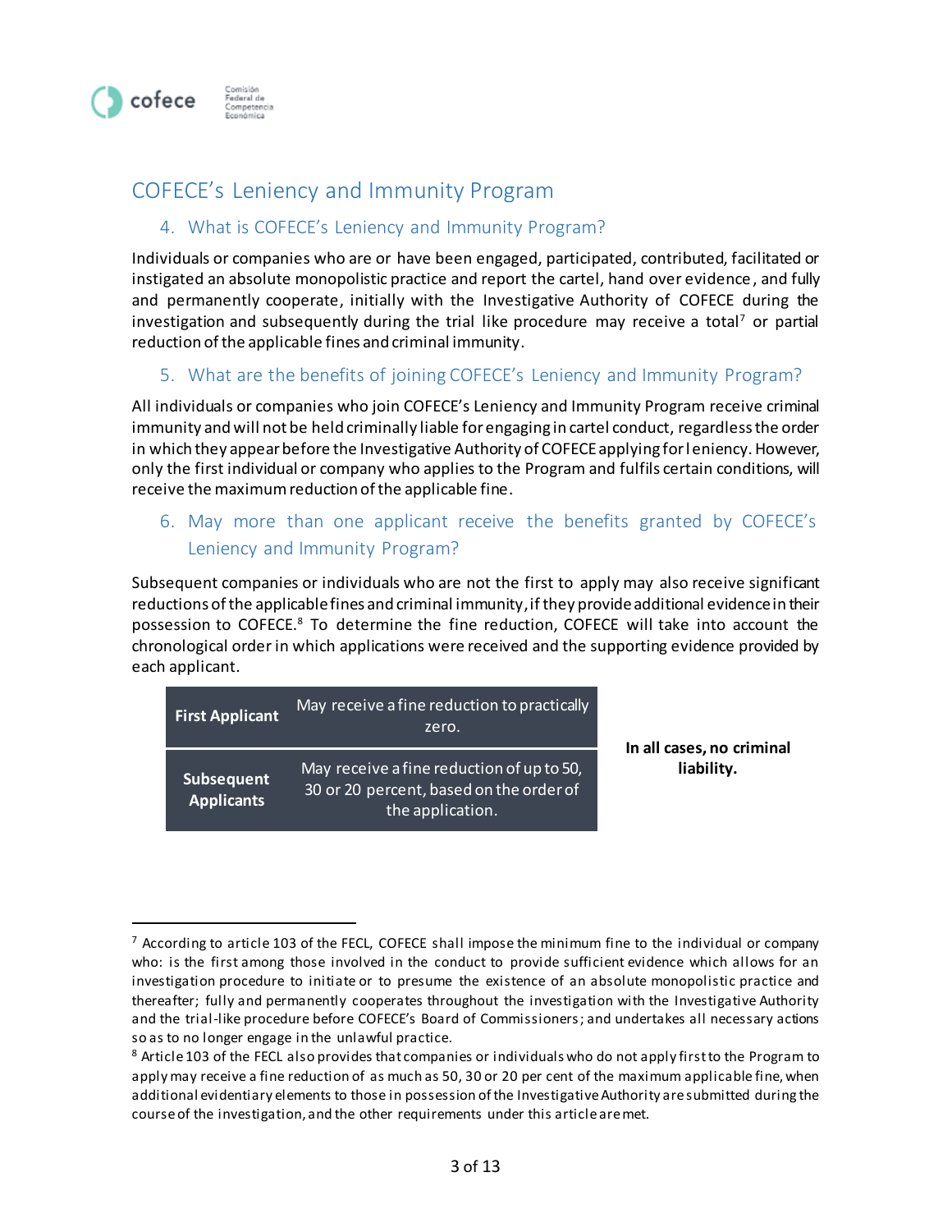## COFECE's Leniency and Immunity Program

### 4. What is COFECE's Leniency and Immunity Program?

Individuals or companies who are or have been engaged, participated, contributed, facilitated or instigated an absolute monopolistic practice and report the cartel, hand over evidence, and fully and permanently cooperate, initially with the Investigative Authority of COFECE during the investigation and subsequently during the trial like procedure may receive a total[7] or partial reduction of the applicable fines and criminal immunity.

### 5. What are the benefits of joining COFECE's Leniency and Immunity Program?

All individuals or companies who join COFECE's Leniency and Immunity Program receive criminal immunity and will not be held criminally liable for engaging in cartel conduct, regardless the order in which they appear before the Investigative Authority of COFECE applying for leniency. However, only the first individual or company who applies to the Program and fulfils certain conditions, will receive the maximum reduction of the applicable fine.

### 6. May more than one applicant receive the benefits granted by COFECE's Leniency and Immunity Program?

Subsequent companies or individuals who are not the first to apply may also receive significant reductions of the applicable fines and criminal immunity, if they provide additional evidence in their possession to COFECE.[8] To determine the fine reduction, COFECE will take into account the chronological order in which applications were received and the supporting evidence provided by each applicant.

| | | |
|---|---|---|
| **First Applicant** | May receive a fine reduction to practically zero. | **In all cases, no criminal liability.** |
| **Subsequent Applicants** | May receive a fine reduction of up to 50, 30 or 20 percent, based on the order of the application. | |

---

[7] According to article 103 of the FECL, COFECE shall impose the minimum fine to the individual or company who: is the first among those involved in the conduct to provide sufficient evidence which allows for an investigation procedure to initiate or to presume the existence of an absolute monopolistic practice and thereafter; fully and permanently cooperates throughout the investigation with the Investigative Authority and the trial-like procedure before COFECE's Board of Commissioners; and undertakes all necessary actions so as to no longer engage in the unlawful practice.

[8] Article 103 of the FECL also provides that companies or individuals who do not apply first to the Program to apply may receive a fine reduction of as much as 50, 30 or 20 per cent of the maximum applicable fine, when additional evidentiary elements to those in possession of the Investigative Authority are submitted during the course of the investigation, and the other requirements under this article are met.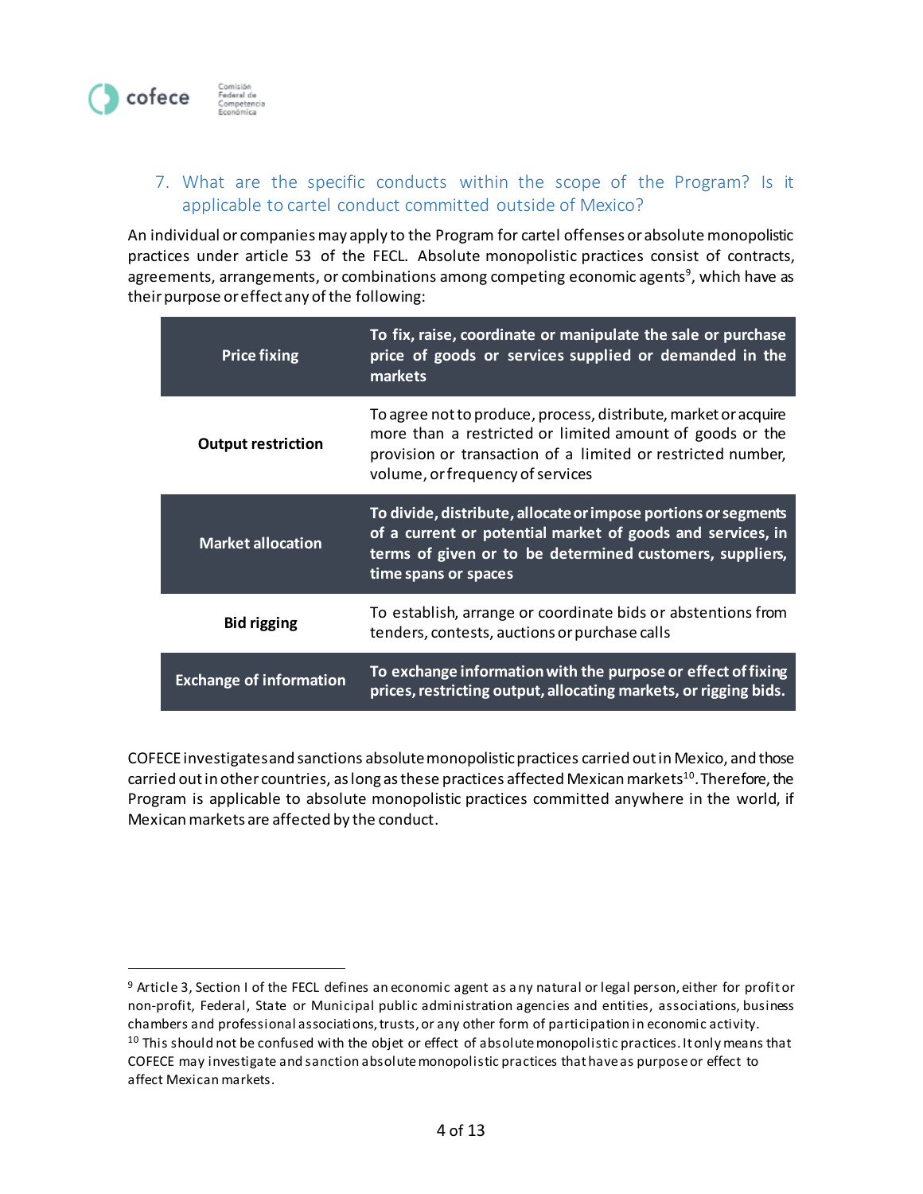## 7. What are the specific conducts within the scope of the Program? Is it applicable to cartel conduct committed outside of Mexico?

An individual or companies may apply to the Program for cartel offenses or absolute monopolistic practices under article 53 of the FECL. Absolute monopolistic practices consist of contracts, agreements, arrangements, or combinations among competing economic agents[9], which have as their purpose or effect any of the following:

| | |
|---|---|
| **Price fixing** | **To fix, raise, coordinate or manipulate the sale or purchase price of goods or services supplied or demanded in the markets** |
| **Output restriction** | To agree not to produce, process, distribute, market or acquire more than a restricted or limited amount of goods or the provision or transaction of a limited or restricted number, volume, or frequency of services |
| **Market allocation** | **To divide, distribute, allocate or impose portions or segments of a current or potential market of goods and services, in terms of given or to be determined customers, suppliers, time spans or spaces** |
| **Bid rigging** | To establish, arrange or coordinate bids or abstentions from tenders, contests, auctions or purchase calls |
| **Exchange of information** | **To exchange information with the purpose or effect of fixing prices, restricting output, allocating markets, or rigging bids.** |

COFECE investigates and sanctions absolute monopolistic practices carried out in Mexico, and those carried out in other countries, as long as these practices affected Mexican markets[10]. Therefore, the Program is applicable to absolute monopolistic practices committed anywhere in the world, if Mexican markets are affected by the conduct.

---

[9] Article 3, Section I of the FECL defines an economic agent as any natural or legal person, either for profit or non-profit, Federal, State or Municipal public administration agencies and entities, associations, business chambers and professional associations, trusts, or any other form of participation in economic activity.

[10] This should not be confused with the objet or effect of absolute monopolistic practices. It only means that COFECE may investigate and sanction absolute monopolistic practices that have as purpose or effect to affect Mexican markets.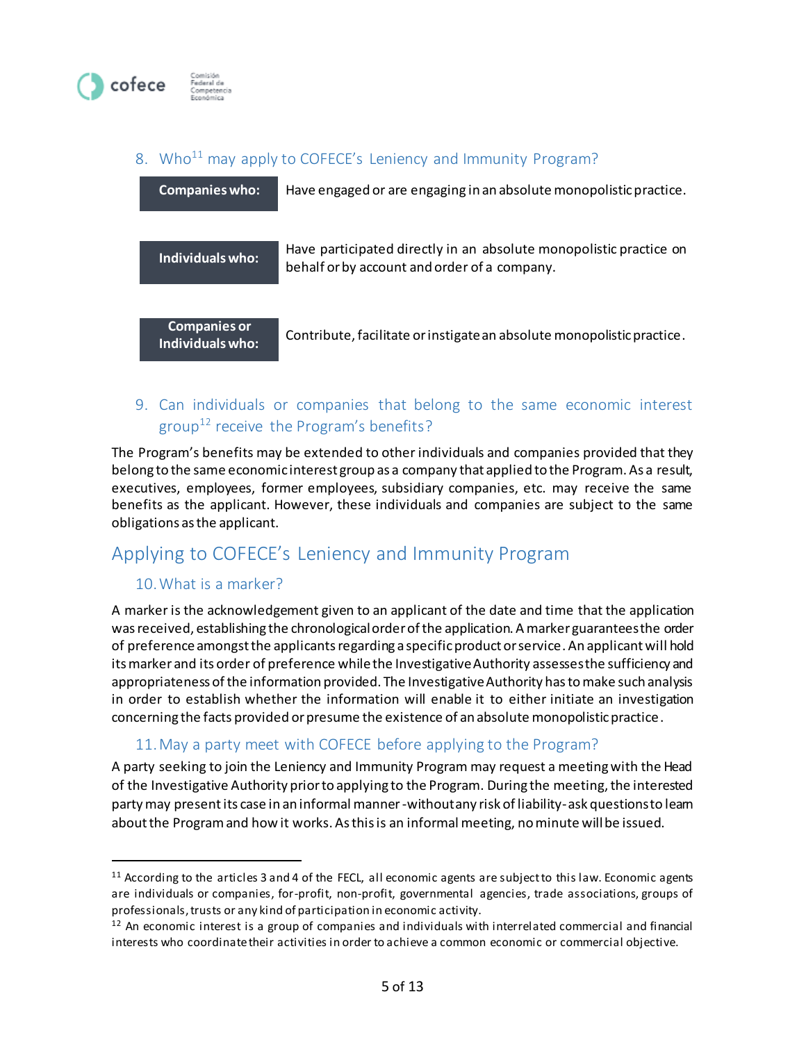### 8. Who[11] may apply to COFECE's Leniency and Immunity Program?

| | |
|---|---|
| **Companies who:** | Have engaged or are engaging in an absolute monopolistic practice. |
| **Individuals who:** | Have participated directly in an absolute monopolistic practice on behalf or by account and order of a company. |
| **Companies or Individuals who:** | Contribute, facilitate or instigate an absolute monopolistic practice. |

### 9. Can individuals or companies that belong to the same economic interest group[12] receive the Program's benefits?

The Program's benefits may be extended to other individuals and companies provided that they belong to the same economic interest group as a company that applied to the Program. As a result, executives, employees, former employees, subsidiary companies, etc. may receive the same benefits as the applicant. However, these individuals and companies are subject to the same obligations as the applicant.

## Applying to COFECE's Leniency and Immunity Program

### 10. What is a marker?

A marker is the acknowledgement given to an applicant of the date and time that the application was received, establishing the chronological order of the application. A marker guarantees the order of preference amongst the applicants regarding a specific product or service. An applicant will hold its marker and its order of preference while the Investigative Authority assesses the sufficiency and appropriateness of the information provided. The Investigative Authority has to make such analysis in order to establish whether the information will enable it to either initiate an investigation concerning the facts provided or presume the existence of an absolute monopolistic practice.

### 11. May a party meet with COFECE before applying to the Program?

A party seeking to join the Leniency and Immunity Program may request a meeting with the Head of the Investigative Authority prior to applying to the Program. During the meeting, the interested party may present its case in an informal manner -without any risk of liability- ask questions to learn about the Program and how it works. As this is an informal meeting, no minute will be issued.

---

[11] According to the articles 3 and 4 of the FECL, all economic agents are subject to this law. Economic agents are individuals or companies, for-profit, non-profit, governmental agencies, trade associations, groups of professionals, trusts or any kind of participation in economic activity.

[12] An economic interest is a group of companies and individuals with interrelated commercial and financial interests who coordinate their activities in order to achieve a common economic or commercial objective.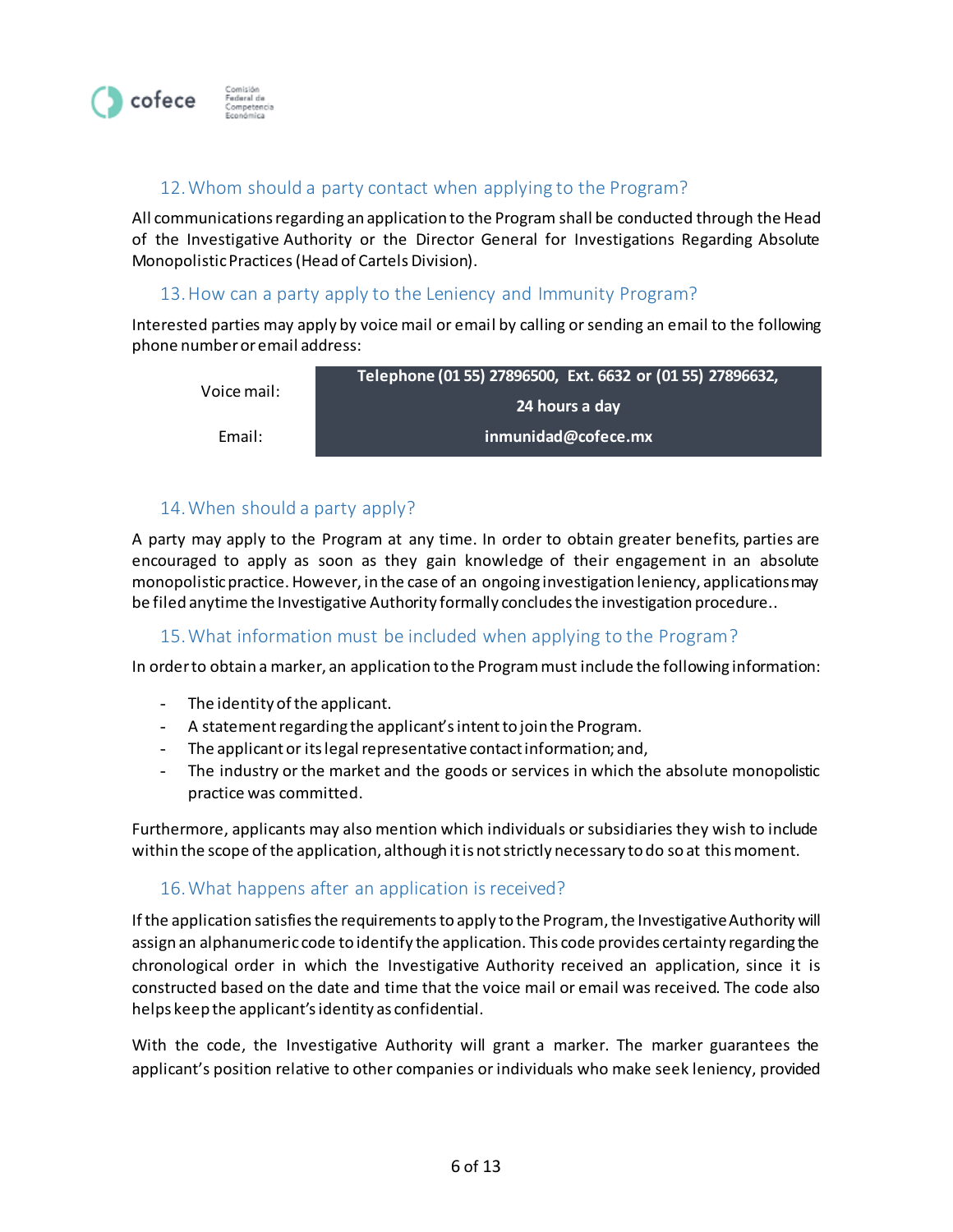### 12. Whom should a party contact when applying to the Program?

All communications regarding an application to the Program shall be conducted through the Head of the Investigative Authority or the Director General for Investigations Regarding Absolute Monopolistic Practices (Head of Cartels Division).

### 13. How can a party apply to the Leniency and Immunity Program?

Interested parties may apply by voice mail or email by calling or sending an email to the following phone number or email address:

| | |
|---|---|
| Voice mail: | **Telephone (01 55) 27896500, Ext. 6632 or (01 55) 27896632, 24 hours a day** |
| Email: | **inmunidad@cofece.mx** |

### 14. When should a party apply?

A party may apply to the Program at any time. In order to obtain greater benefits, parties are encouraged to apply as soon as they gain knowledge of their engagement in an absolute monopolistic practice. However, in the case of an ongoing investigation leniency, applications may be filed anytime the Investigative Authority formally concludes the investigation procedure..

### 15. What information must be included when applying to the Program?

In order to obtain a marker, an application to the Program must include the following information:

- The identity of the applicant.
- A statement regarding the applicant's intent to join the Program.
- The applicant or its legal representative contact information; and,
- The industry or the market and the goods or services in which the absolute monopolistic practice was committed.

Furthermore, applicants may also mention which individuals or subsidiaries they wish to include within the scope of the application, although it is not strictly necessary to do so at this moment.

### 16. What happens after an application is received?

If the application satisfies the requirements to apply to the Program, the Investigative Authority will assign an alphanumeric code to identify the application. This code provides certainty regarding the chronological order in which the Investigative Authority received an application, since it is constructed based on the date and time that the voice mail or email was received. The code also helps keep the applicant's identity as confidential.

With the code, the Investigative Authority will grant a marker. The marker guarantees the applicant's position relative to other companies or individuals who make seek leniency, provided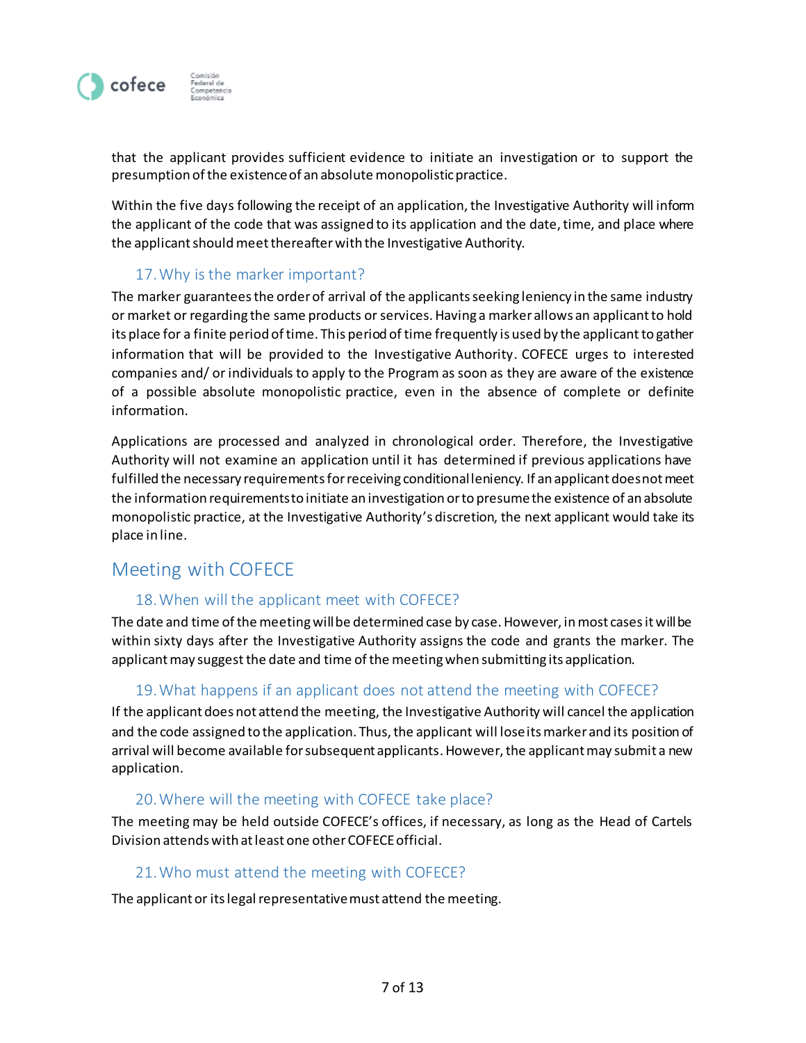that the applicant provides sufficient evidence to initiate an investigation or to support the presumption of the existence of an absolute monopolistic practice.

Within the five days following the receipt of an application, the Investigative Authority will inform the applicant of the code that was assigned to its application and the date, time, and place where the applicant should meet thereafter with the Investigative Authority.

### 17. Why is the marker important?

The marker guarantees the order of arrival of the applicants seeking leniency in the same industry or market or regarding the same products or services. Having a marker allows an applicant to hold its place for a finite period of time. This period of time frequently is used by the applicant to gather information that will be provided to the Investigative Authority. COFECE urges to interested companies and/ or individuals to apply to the Program as soon as they are aware of the existence of a possible absolute monopolistic practice, even in the absence of complete or definite information.

Applications are processed and analyzed in chronological order. Therefore, the Investigative Authority will not examine an application until it has determined if previous applications have fulfilled the necessary requirements for receiving conditional leniency. If an applicant does not meet the information requirements to initiate an investigation or to presume the existence of an absolute monopolistic practice, at the Investigative Authority's discretion, the next applicant would take its place in line.

## Meeting with COFECE

### 18. When will the applicant meet with COFECE?

The date and time of the meeting will be determined case by case. However, in most cases it will be within sixty days after the Investigative Authority assigns the code and grants the marker. The applicant may suggest the date and time of the meeting when submitting its application.

### 19. What happens if an applicant does not attend the meeting with COFECE?

If the applicant does not attend the meeting, the Investigative Authority will cancel the application and the code assigned to the application. Thus, the applicant will lose its marker and its position of arrival will become available for subsequent applicants. However, the applicant may submit a new application.

### 20. Where will the meeting with COFECE take place?

The meeting may be held outside COFECE's offices, if necessary, as long as the Head of Cartels Division attends with at least one other COFECE official.

### 21. Who must attend the meeting with COFECE?

The applicant or its legal representative must attend the meeting.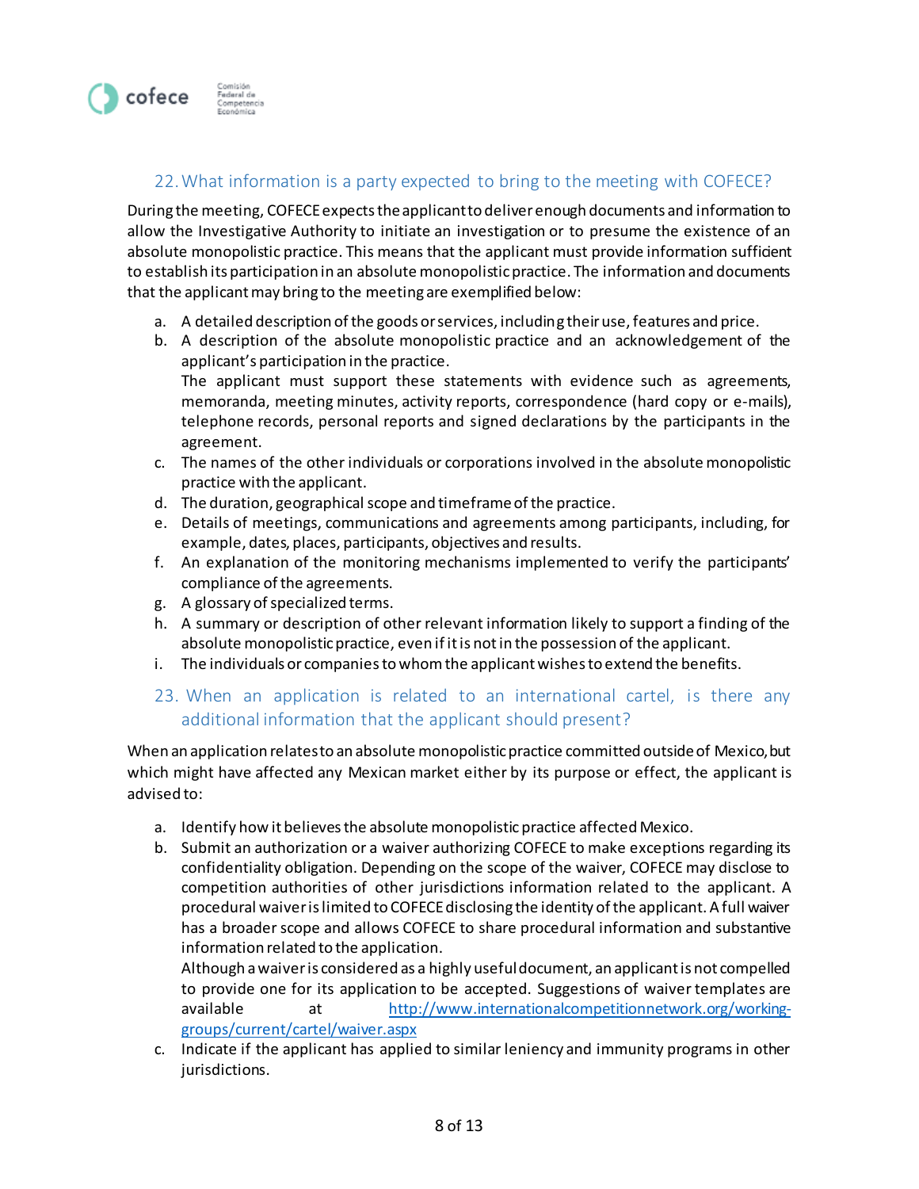## 22. What information is a party expected to bring to the meeting with COFECE?

During the meeting, COFECE expects the applicant to deliver enough documents and information to allow the Investigative Authority to initiate an investigation or to presume the existence of an absolute monopolistic practice. This means that the applicant must provide information sufficient to establish its participation in an absolute monopolistic practice. The information and documents that the applicant may bring to the meeting are exemplified below:

a. A detailed description of the goods or services, including their use, features and price.
b. A description of the absolute monopolistic practice and an acknowledgement of the applicant's participation in the practice.
   The applicant must support these statements with evidence such as agreements, memoranda, meeting minutes, activity reports, correspondence (hard copy or e-mails), telephone records, personal reports and signed declarations by the participants in the agreement.
c. The names of the other individuals or corporations involved in the absolute monopolistic practice with the applicant.
d. The duration, geographical scope and timeframe of the practice.
e. Details of meetings, communications and agreements among participants, including, for example, dates, places, participants, objectives and results.
f. An explanation of the monitoring mechanisms implemented to verify the participants' compliance of the agreements.
g. A glossary of specialized terms.
h. A summary or description of other relevant information likely to support a finding of the absolute monopolistic practice, even if it is not in the possession of the applicant.
i. The individuals or companies to whom the applicant wishes to extend the benefits.

## 23. When an application is related to an international cartel, is there any additional information that the applicant should present?

When an application relates to an absolute monopolistic practice committed outside of Mexico, but which might have affected any Mexican market either by its purpose or effect, the applicant is advised to:

a. Identify how it believes the absolute monopolistic practice affected Mexico.
b. Submit an authorization or a waiver authorizing COFECE to make exceptions regarding its confidentiality obligation. Depending on the scope of the waiver, COFECE may disclose to competition authorities of other jurisdictions information related to the applicant. A procedural waiver is limited to COFECE disclosing the identity of the applicant. A full waiver has a broader scope and allows COFECE to share procedural information and substantive information related to the application.
   Although a waiver is considered as a highly useful document, an applicant is not compelled to provide one for its application to be accepted. Suggestions of waiver templates are available at http://www.internationalcompetitionnetwork.org/working-groups/current/cartel/waiver.aspx
c. Indicate if the applicant has applied to similar leniency and immunity programs in other jurisdictions.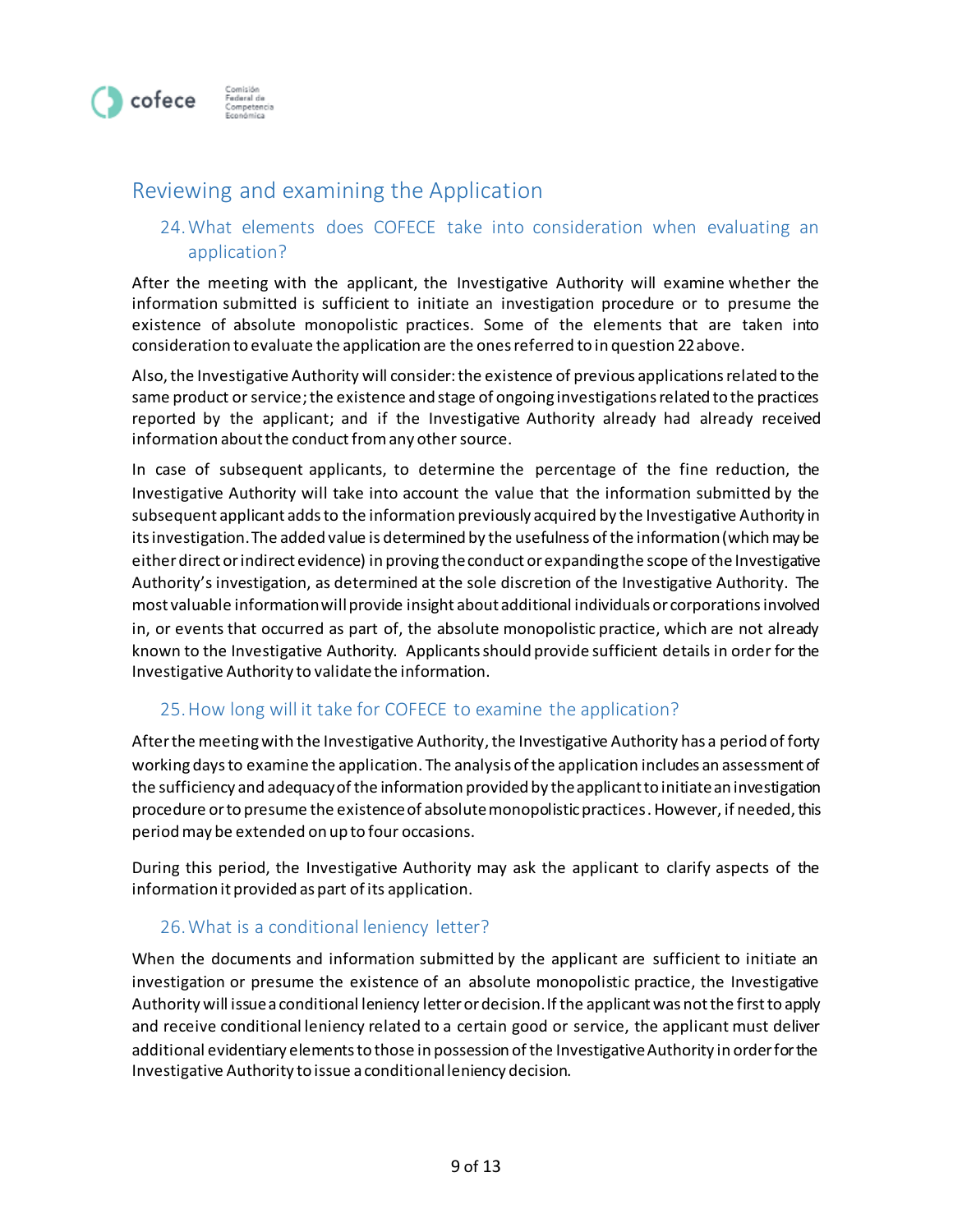## Reviewing and examining the Application

### 24. What elements does COFECE take into consideration when evaluating an application?

After the meeting with the applicant, the Investigative Authority will examine whether the information submitted is sufficient to initiate an investigation procedure or to presume the existence of absolute monopolistic practices. Some of the elements that are taken into consideration to evaluate the application are the ones referred to in question 22 above.

Also, the Investigative Authority will consider: the existence of previous applications related to the same product or service; the existence and stage of ongoing investigations related to the practices reported by the applicant; and if the Investigative Authority already had already received information about the conduct from any other source.

In case of subsequent applicants, to determine the percentage of the fine reduction, the Investigative Authority will take into account the value that the information submitted by the subsequent applicant adds to the information previously acquired by the Investigative Authority in its investigation. The added value is determined by the usefulness of the information (which may be either direct or indirect evidence) in proving the conduct or expanding the scope of the Investigative Authority's investigation, as determined at the sole discretion of the Investigative Authority. The most valuable information will provide insight about additional individuals or corporations involved in, or events that occurred as part of, the absolute monopolistic practice, which are not already known to the Investigative Authority. Applicants should provide sufficient details in order for the Investigative Authority to validate the information.

### 25. How long will it take for COFECE to examine the application?

After the meeting with the Investigative Authority, the Investigative Authority has a period of forty working days to examine the application. The analysis of the application includes an assessment of the sufficiency and adequacy of the information provided by the applicant to initiate an investigation procedure or to presume the existence of absolute monopolistic practices. However, if needed, this period may be extended on up to four occasions.

During this period, the Investigative Authority may ask the applicant to clarify aspects of the information it provided as part of its application.

### 26. What is a conditional leniency letter?

When the documents and information submitted by the applicant are sufficient to initiate an investigation or presume the existence of an absolute monopolistic practice, the Investigative Authority will issue a conditional leniency letter or decision. If the applicant was not the first to apply and receive conditional leniency related to a certain good or service, the applicant must deliver additional evidentiary elements to those in possession of the Investigative Authority in order for the Investigative Authority to issue a conditional leniency decision.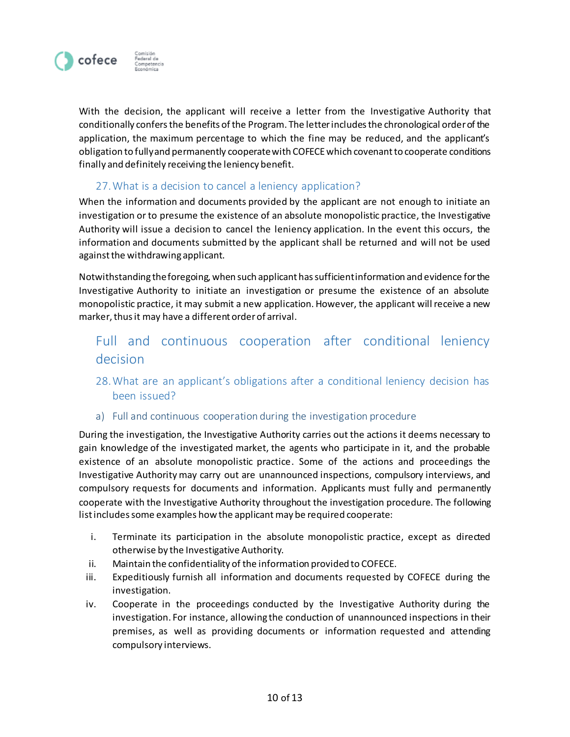With the decision, the applicant will receive a letter from the Investigative Authority that conditionally confers the benefits of the Program. The letter includes the chronological order of the application, the maximum percentage to which the fine may be reduced, and the applicant's obligation to fully and permanently cooperate with COFECE which covenant to cooperate conditions finally and definitely receiving the leniency benefit.

### 27. What is a decision to cancel a leniency application?

When the information and documents provided by the applicant are not enough to initiate an investigation or to presume the existence of an absolute monopolistic practice, the Investigative Authority will issue a decision to cancel the leniency application. In the event this occurs, the information and documents submitted by the applicant shall be returned and will not be used against the withdrawing applicant.

Notwithstanding the foregoing, when such applicant has sufficient information and evidence for the Investigative Authority to initiate an investigation or presume the existence of an absolute monopolistic practice, it may submit a new application. However, the applicant will receive a new marker, thus it may have a different order of arrival.

## Full and continuous cooperation after conditional leniency decision

### 28. What are an applicant's obligations after a conditional leniency decision has been issued?

#### a) Full and continuous cooperation during the investigation procedure

During the investigation, the Investigative Authority carries out the actions it deems necessary to gain knowledge of the investigated market, the agents who participate in it, and the probable existence of an absolute monopolistic practice. Some of the actions and proceedings the Investigative Authority may carry out are unannounced inspections, compulsory interviews, and compulsory requests for documents and information. Applicants must fully and permanently cooperate with the Investigative Authority throughout the investigation procedure. The following list includes some examples how the applicant may be required cooperate:

i. Terminate its participation in the absolute monopolistic practice, except as directed otherwise by the Investigative Authority.
ii. Maintain the confidentiality of the information provided to COFECE.
iii. Expeditiously furnish all information and documents requested by COFECE during the investigation.
iv. Cooperate in the proceedings conducted by the Investigative Authority during the investigation. For instance, allowing the conduction of unannounced inspections in their premises, as well as providing documents or information requested and attending compulsory interviews.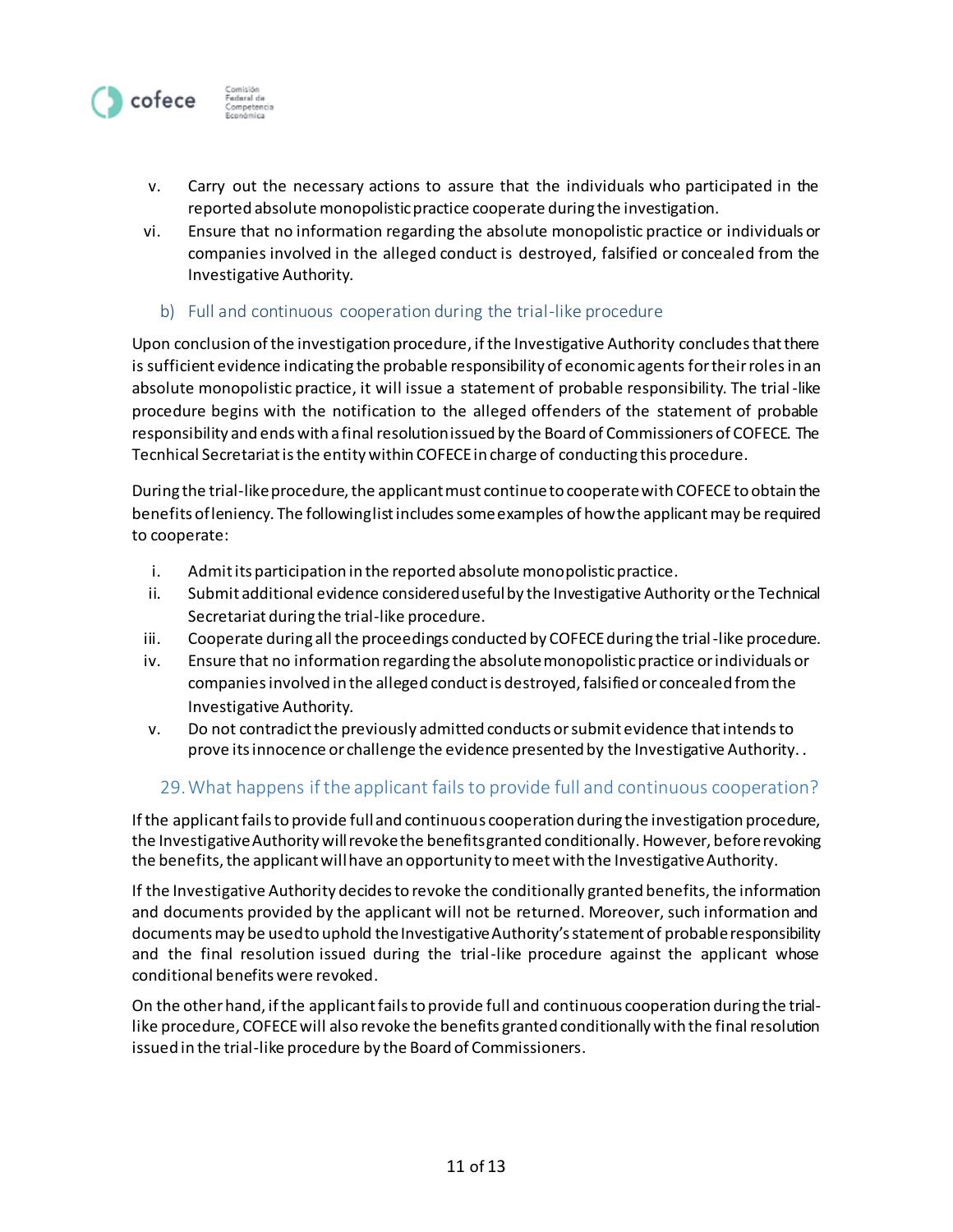v. Carry out the necessary actions to assure that the individuals who participated in the reported absolute monopolistic practice cooperate during the investigation.
vi. Ensure that no information regarding the absolute monopolistic practice or individuals or companies involved in the alleged conduct is destroyed, falsified or concealed from the Investigative Authority.

### b) Full and continuous cooperation during the trial-like procedure

Upon conclusion of the investigation procedure, if the Investigative Authority concludes that there is sufficient evidence indicating the probable responsibility of economic agents for their roles in an absolute monopolistic practice, it will issue a statement of probable responsibility. The trial-like procedure begins with the notification to the alleged offenders of the statement of probable responsibility and ends with a final resolution issued by the Board of Commissioners of COFECE. The Tecnhical Secretariat is the entity within COFECE in charge of conducting this procedure.

During the trial-like procedure, the applicant must continue to cooperate with COFECE to obtain the benefits of leniency. The following list includes some examples of how the applicant may be required to cooperate:

i. Admit its participation in the reported absolute monopolistic practice.
ii. Submit additional evidence considered useful by the Investigative Authority or the Technical Secretariat during the trial-like procedure.
iii. Cooperate during all the proceedings conducted by COFECE during the trial-like procedure.
iv. Ensure that no information regarding the absolute monopolistic practice or individuals or companies involved in the alleged conduct is destroyed, falsified or concealed from the Investigative Authority.
v. Do not contradict the previously admitted conducts or submit evidence that intends to prove its innocence or challenge the evidence presented by the Investigative Authority. .

## 29. What happens if the applicant fails to provide full and continuous cooperation?

If the applicant fails to provide full and continuous cooperation during the investigation procedure, the Investigative Authority will revoke the benefits granted conditionally. However, before revoking the benefits, the applicant will have an opportunity to meet with the Investigative Authority.

If the Investigative Authority decides to revoke the conditionally granted benefits, the information and documents provided by the applicant will not be returned. Moreover, such information and documents may be used to uphold the Investigative Authority's statement of probable responsibility and the final resolution issued during the trial-like procedure against the applicant whose conditional benefits were revoked.

On the other hand, if the applicant fails to provide full and continuous cooperation during the trial-like procedure, COFECE will also revoke the benefits granted conditionally with the final resolution issued in the trial-like procedure by the Board of Commissioners.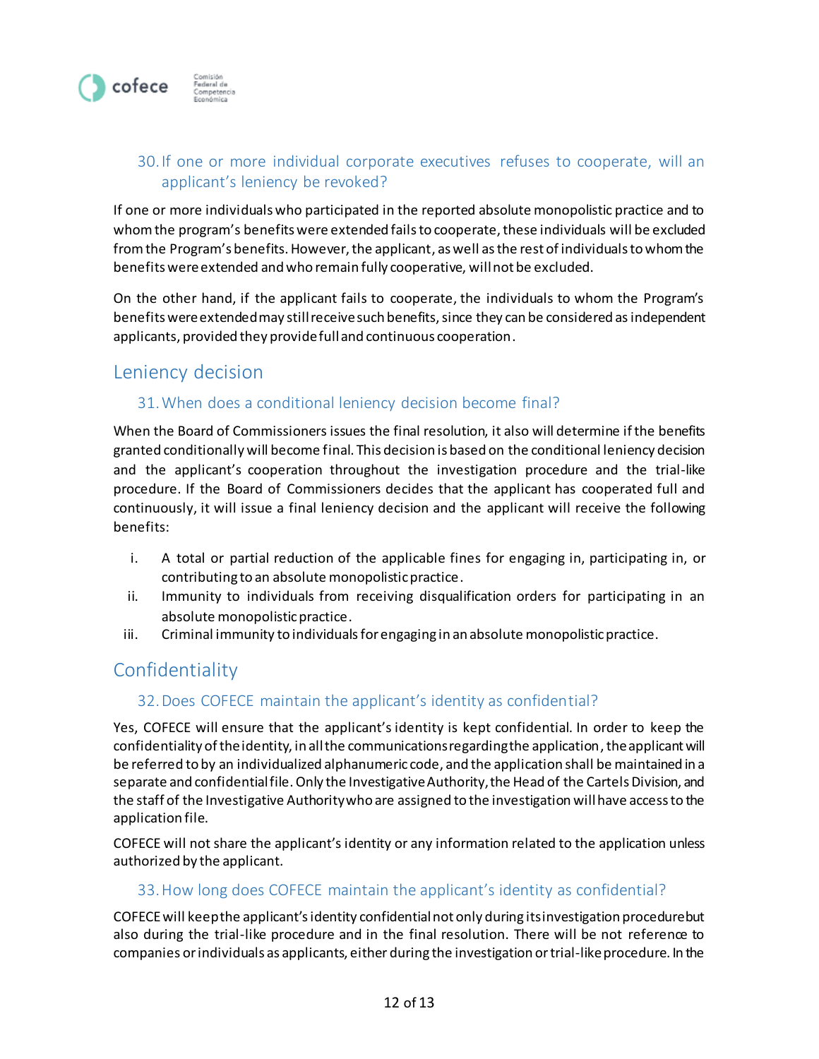### 30. If one or more individual corporate executives refuses to cooperate, will an applicant's leniency be revoked?

If one or more individuals who participated in the reported absolute monopolistic practice and to whom the program's benefits were extended fails to cooperate, these individuals will be excluded from the Program's benefits. However, the applicant, as well as the rest of individuals to whom the benefits were extended and who remain fully cooperative, will not be excluded.

On the other hand, if the applicant fails to cooperate, the individuals to whom the Program's benefits were extended may still receive such benefits, since they can be considered as independent applicants, provided they provide full and continuous cooperation.

## Leniency decision

### 31. When does a conditional leniency decision become final?

When the Board of Commissioners issues the final resolution, it also will determine if the benefits granted conditionally will become final. This decision is based on the conditional leniency decision and the applicant's cooperation throughout the investigation procedure and the trial-like procedure. If the Board of Commissioners decides that the applicant has cooperated full and continuously, it will issue a final leniency decision and the applicant will receive the following benefits:

i. A total or partial reduction of the applicable fines for engaging in, participating in, or contributing to an absolute monopolistic practice.
ii. Immunity to individuals from receiving disqualification orders for participating in an absolute monopolistic practice.
iii. Criminal immunity to individuals for engaging in an absolute monopolistic practice.

## Confidentiality

### 32. Does COFECE maintain the applicant's identity as confidential?

Yes, COFECE will ensure that the applicant's identity is kept confidential. In order to keep the confidentiality of the identity, in all the communications regarding the application, the applicant will be referred to by an individualized alphanumeric code, and the application shall be maintained in a separate and confidential file. Only the Investigative Authority, the Head of the Cartels Division, and the staff of the Investigative Authority who are assigned to the investigation will have access to the application file.

COFECE will not share the applicant's identity or any information related to the application unless authorized by the applicant.

### 33. How long does COFECE maintain the applicant's identity as confidential?

COFECE will keep the applicant's identity confidential not only during its investigation procedure but also during the trial-like procedure and in the final resolution. There will be not reference to companies or individuals as applicants, either during the investigation or trial-like procedure. In the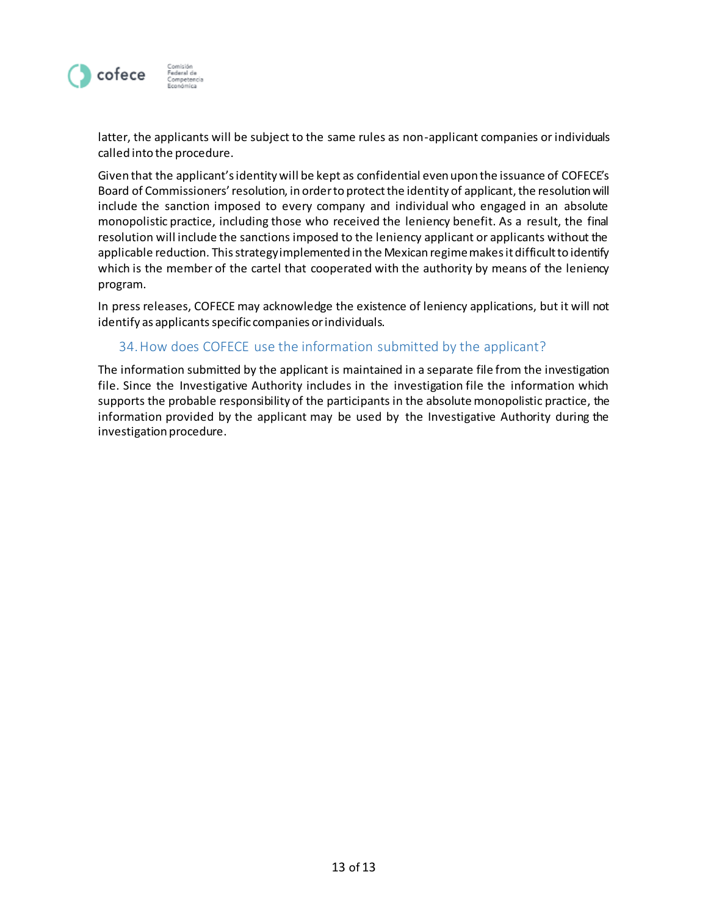latter, the applicants will be subject to the same rules as non-applicant companies or individuals called into the procedure.

Given that the applicant's identity will be kept as confidential even upon the issuance of COFECE's Board of Commissioners' resolution, in order to protect the identity of applicant, the resolution will include the sanction imposed to every company and individual who engaged in an absolute monopolistic practice, including those who received the leniency benefit. As a result, the final resolution will include the sanctions imposed to the leniency applicant or applicants without the applicable reduction. This strategy implemented in the Mexican regime makes it difficult to identify which is the member of the cartel that cooperated with the authority by means of the leniency program.

In press releases, COFECE may acknowledge the existence of leniency applications, but it will not identify as applicants specific companies or individuals.

### 34. How does COFECE use the information submitted by the applicant?

The information submitted by the applicant is maintained in a separate file from the investigation file. Since the Investigative Authority includes in the investigation file the information which supports the probable responsibility of the participants in the absolute monopolistic practice, the information provided by the applicant may be used by the Investigative Authority during the investigation procedure.